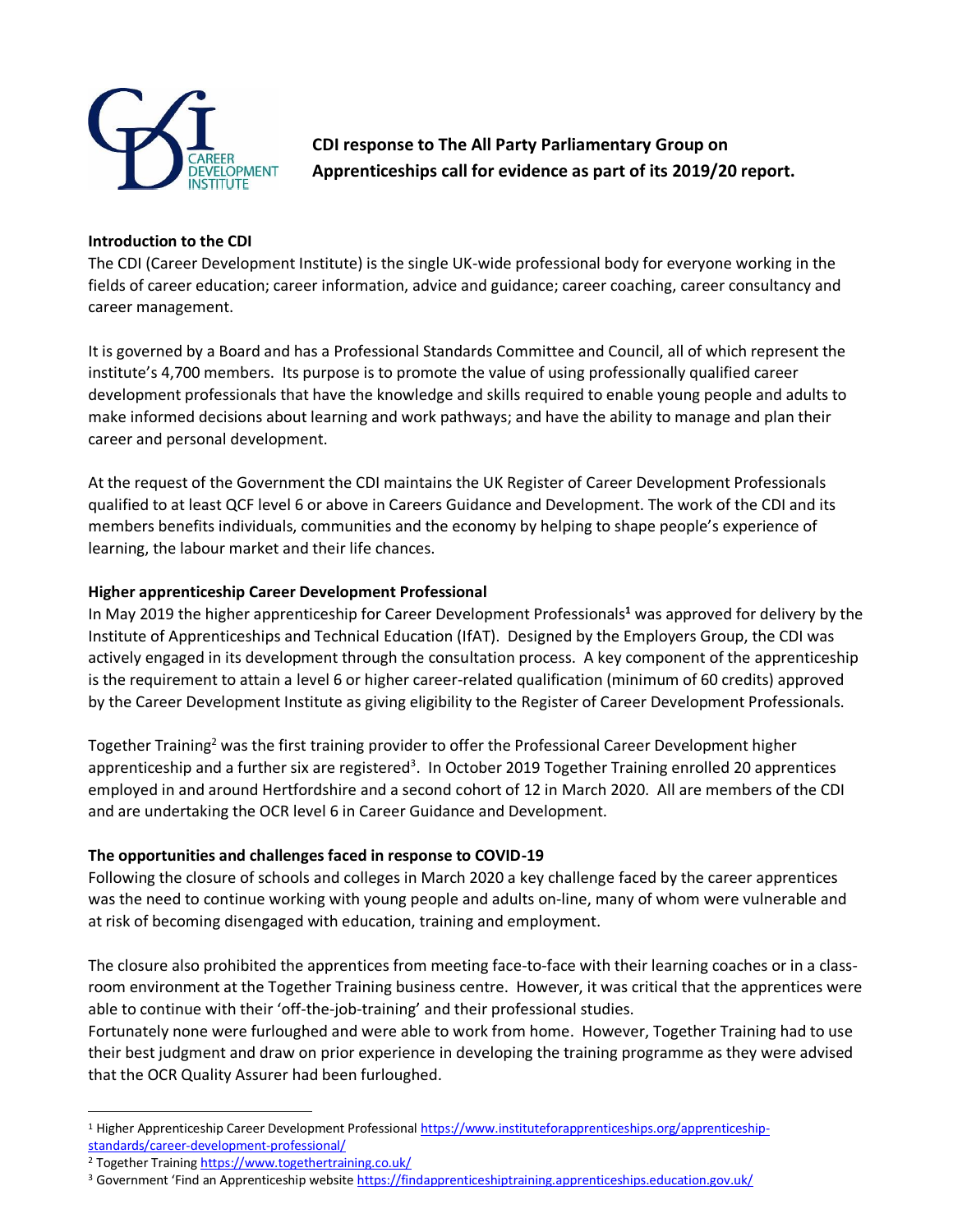**CDI response to The All Party Parliamentary Group on Apprenticeships call for evidence as part of its 2019/20 report.**

**Introduction to the CDI**

The CDI (Career Development Institute) is the single UK-wide professional body for everyone working in the fields of career education; career information, advice and guidance; career coaching, career consultancy and career management.

It is governed by a Board and has a Professional Standards Committee and Council, all of which represent the institute's 4,700 members. Its purpose is to promote the value of using professionally qualified career development professionals that have the knowledge and skills required to enable young people and adults to make informed decisions about learning and work pathways; and have the ability to manage and plan their career and personal development.

At the request of the Government the CDI maintains the UK Register of Career Development Professionals qualified to at least QCF level 6 or above in Careers Guidance and Development. The work of the CDI and its members benefits individuals, communities and the economy by helping to shape people's experience of learning, the labour market and their life chances.

**Higher apprenticeship Career Development Professional**

In May 2019 the higher apprenticeship for Career Development Professionals[1] was approved for delivery by the Institute of Apprenticeships and Technical Education (IfAT). Designed by the Employers Group, the CDI was actively engaged in its development through the consultation process. A key component of the apprenticeship is the requirement to attain a level 6 or higher career-related qualification (minimum of 60 credits) approved by the Career Development Institute as giving eligibility to the Register of Career Development Professionals.

Together Training[2] was the first training provider to offer the Professional Career Development higher apprenticeship and a further six are registered[3]. In October 2019 Together Training enrolled 20 apprentices employed in and around Hertfordshire and a second cohort of 12 in March 2020. All are members of the CDI and are undertaking the OCR level 6 in Career Guidance and Development.

**The opportunities and challenges faced in response to COVID-19**

Following the closure of schools and colleges in March 2020 a key challenge faced by the career apprentices was the need to continue working with young people and adults on-line, many of whom were vulnerable and at risk of becoming disengaged with education, training and employment.

The closure also prohibited the apprentices from meeting face-to-face with their learning coaches or in a class-room environment at the Together Training business centre. However, it was critical that the apprentices were able to continue with their 'off-the-job-training' and their professional studies.

Fortunately none were furloughed and were able to work from home. However, Together Training had to use their best judgment and draw on prior experience in developing the training programme as they were advised that the OCR Quality Assurer had been furloughed.

---

[1] Higher Apprenticeship Career Development Professional https://www.instituteforapprenticeships.org/apprenticeship-standards/career-development-professional/

[2] Together Training https://www.togethertraining.co.uk/

[3] Government 'Find an Apprenticeship website https://findapprenticeshiptraining.apprenticeships.education.gov.uk/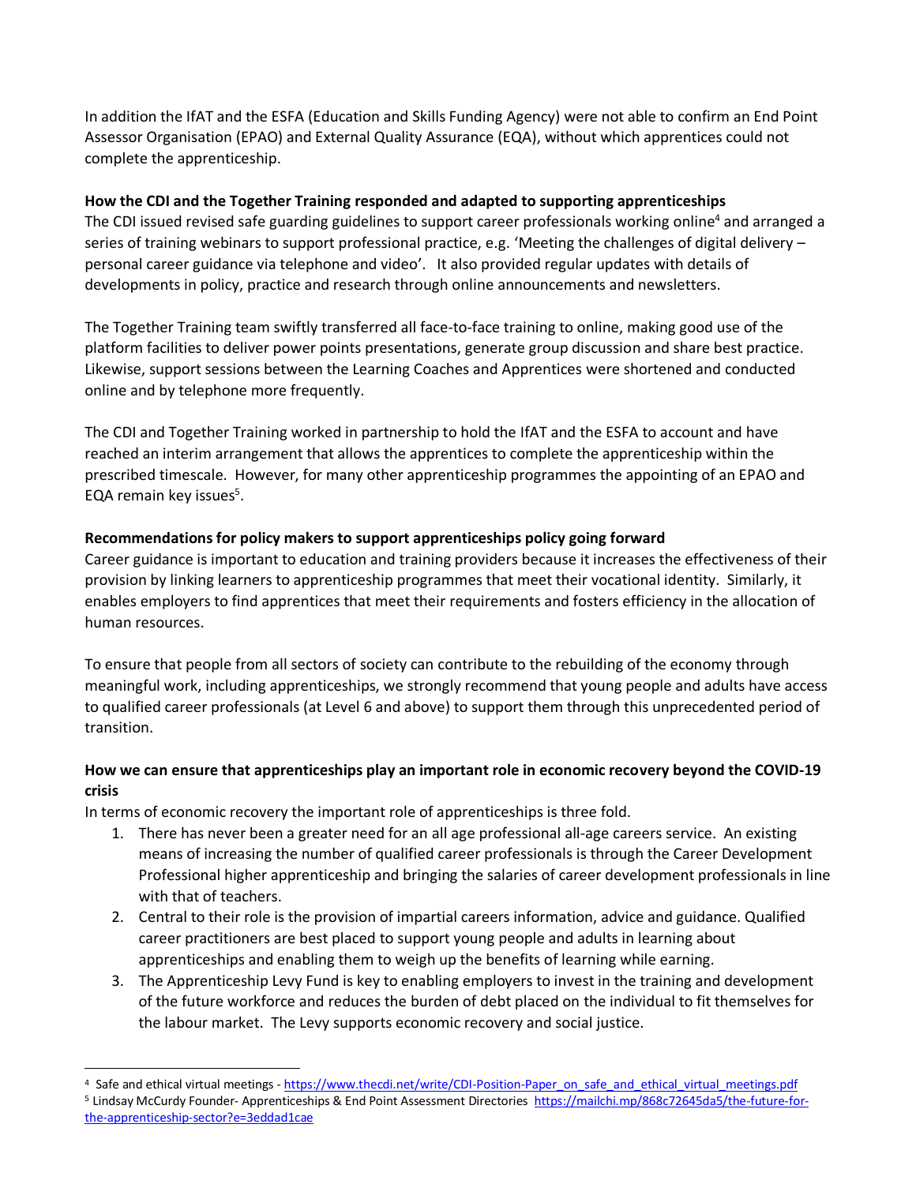In addition the IfAT and the ESFA (Education and Skills Funding Agency) were not able to confirm an End Point Assessor Organisation (EPAO) and External Quality Assurance (EQA), without which apprentices could not complete the apprenticeship.

**How the CDI and the Together Training responded and adapted to supporting apprenticeships**

The CDI issued revised safe guarding guidelines to support career professionals working online[4] and arranged a series of training webinars to support professional practice, e.g. 'Meeting the challenges of digital delivery – personal career guidance via telephone and video'. It also provided regular updates with details of developments in policy, practice and research through online announcements and newsletters.

The Together Training team swiftly transferred all face-to-face training to online, making good use of the platform facilities to deliver power points presentations, generate group discussion and share best practice. Likewise, support sessions between the Learning Coaches and Apprentices were shortened and conducted online and by telephone more frequently.

The CDI and Together Training worked in partnership to hold the IfAT and the ESFA to account and have reached an interim arrangement that allows the apprentices to complete the apprenticeship within the prescribed timescale. However, for many other apprenticeship programmes the appointing of an EPAO and EQA remain key issues[5].

**Recommendations for policy makers to support apprenticeships policy going forward**

Career guidance is important to education and training providers because it increases the effectiveness of their provision by linking learners to apprenticeship programmes that meet their vocational identity. Similarly, it enables employers to find apprentices that meet their requirements and fosters efficiency in the allocation of human resources.

To ensure that people from all sectors of society can contribute to the rebuilding of the economy through meaningful work, including apprenticeships, we strongly recommend that young people and adults have access to qualified career professionals (at Level 6 and above) to support them through this unprecedented period of transition.

**How we can ensure that apprenticeships play an important role in economic recovery beyond the COVID-19 crisis**

In terms of economic recovery the important role of apprenticeships is three fold.

1. There has never been a greater need for an all age professional all-age careers service. An existing means of increasing the number of qualified career professionals is through the Career Development Professional higher apprenticeship and bringing the salaries of career development professionals in line with that of teachers.
2. Central to their role is the provision of impartial careers information, advice and guidance. Qualified career practitioners are best placed to support young people and adults in learning about apprenticeships and enabling them to weigh up the benefits of learning while earning.
3. The Apprenticeship Levy Fund is key to enabling employers to invest in the training and development of the future workforce and reduces the burden of debt placed on the individual to fit themselves for the labour market. The Levy supports economic recovery and social justice.

---

[4] Safe and ethical virtual meetings - https://www.thecdi.net/write/CDI-Position-Paper_on_safe_and_ethical_virtual_meetings.pdf

[5] Lindsay McCurdy Founder- Apprenticeships & End Point Assessment Directories https://mailchi.mp/868c72645da5/the-future-for-the-apprenticeship-sector?e=3eddad1cae